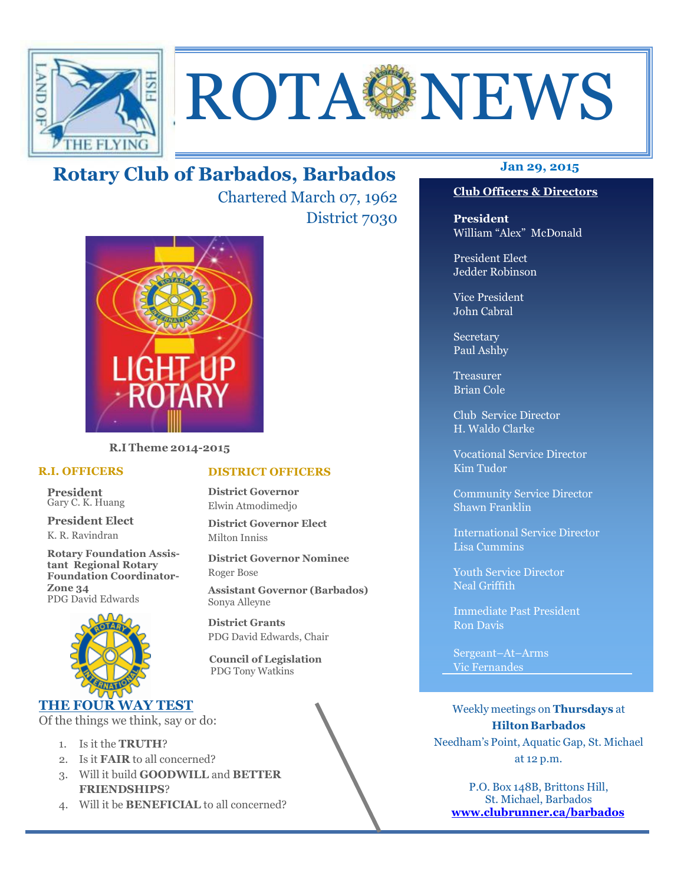# ROTA NEWS

## Rotary Club of Barbados, Barbados

Chartered March 07, 1962

District 7030

**Jan 29, 2015**

LIGHT UP ROTARY

**R.I Theme 2014-2015**

### R.I. OFFICERS

**President**
Gary C. K. Huang

**President Elect**
K. R. Ravindran

**Rotary Foundation Assistant Regional Rotary Foundation Coordinator-Zone 34**
PDG David Edwards

### DISTRICT OFFICERS

**District Governor**
Elwin Atmodimedjo

**District Governor Elect**
Milton Inniss

**District Governor Nominee**
Roger Bose

**Assistant Governor (Barbados)**
Sonya Alleyne

**District Grants**
PDG David Edwards, Chair

**Council of Legislation**
PDG Tony Watkins

### THE FOUR WAY TEST

Of the things we think, say or do:

1. Is it the **TRUTH**?
2. Is it **FAIR** to all concerned?
3. Will it build **GOODWILL** and **BETTER FRIENDSHIPS**?
4. Will it be **BENEFICIAL** to all concerned?

### Club Officers & Directors

**President**
William "Alex" McDonald

President Elect
Jedder Robinson

Vice President
John Cabral

Secretary
Paul Ashby

Treasurer
Brian Cole

Club Service Director
H. Waldo Clarke

Vocational Service Director
Kim Tudor

Community Service Director
Shawn Franklin

International Service Director
Lisa Cummins

Youth Service Director
Neal Griffith

Immediate Past President
Ron Davis

Sergeant–At–Arms
Vic Fernandes

Weekly meetings on **Thursdays** at **Hilton Barbados**
Needham's Point, Aquatic Gap, St. Michael
at 12 p.m.

P.O. Box 148B, Brittons Hill,
St. Michael, Barbados
**www.clubrunner.ca/barbados**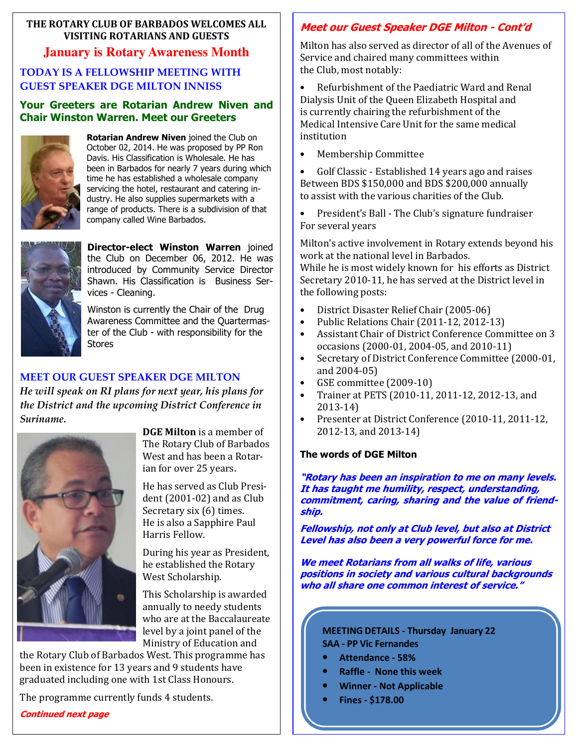## THE ROTARY CLUB OF BARBADOS WELCOMES ALL VISITING ROTARIANS AND GUESTS

## January is Rotary Awareness Month

### TODAY IS A FELLOWSHIP MEETING WITH GUEST SPEAKER DGE MILTON INNISS

### Your Greeters are Rotarian Andrew Niven and Chair Winston Warren. Meet our Greeters

**Rotarian Andrew Niven** joined the Club on October 02, 2014. He was proposed by PP Ron Davis. His Classification is Wholesale. He has been in Barbados for nearly 7 years during which time he has established a wholesale company servicing the hotel, restaurant and catering industry. He also supplies supermarkets with a range of products. There is a subdivision of that company called Wine Barbados.

**Director-elect Winston Warren** joined the Club on December 06, 2012. He was introduced by Community Service Director Shawn. His Classification is Business Services - Cleaning.

Winston is currently the Chair of the Drug Awareness Committee and the Quartermaster of the Club - with responsibility for the Stores

### MEET OUR GUEST SPEAKER DGE MILTON

***He will speak on RI plans for next year, his plans for the District and the upcoming District Conference in Suriname.***

**DGE Milton** is a member of The Rotary Club of Barbados West and has been a Rotarian for over 25 years.

He has served as Club President (2001-02) and as Club Secretary six (6) times. He is also a Sapphire Paul Harris Fellow.

During his year as President, he established the Rotary West Scholarship.

This Scholarship is awarded annually to needy students who are at the Baccalaureate level by a joint panel of the Ministry of Education and the Rotary Club of Barbados West. This programme has been in existence for 13 years and 9 students have graduated including one with 1st Class Honours.

The programme currently funds 4 students.

***Continued next page***

### Meet our Guest Speaker DGE Milton - Cont'd

Milton has also served as director of all of the Avenues of Service and chaired many committees within the Club, most notably:

- Refurbishment of the Paediatric Ward and Renal Dialysis Unit of the Queen Elizabeth Hospital and is currently chairing the refurbishment of the Medical Intensive Care Unit for the same medical institution
- Membership Committee
- Golf Classic - Established 14 years ago and raises Between BDS $150,000 and BDS $200,000 annually to assist with the various charities of the Club.
- President's Ball - The Club's signature fundraiser For several years

Milton's active involvement in Rotary extends beyond his work at the national level in Barbados.
While he is most widely known for his efforts as District Secretary 2010-11, he has served at the District level in the following posts:

- District Disaster Relief Chair (2005-06)
- Public Relations Chair (2011-12, 2012-13)
- Assistant Chair of District Conference Committee on 3 occasions (2000-01, 2004-05, and 2010-11)
- Secretary of District Conference Committee (2000-01, and 2004-05)
- GSE committee (2009-10)
- Trainer at PETS (2010-11, 2011-12, 2012-13, and 2013-14)
- Presenter at District Conference (2010-11, 2011-12, 2012-13, and 2013-14)

**The words of DGE Milton**

***"Rotary has been an inspiration to me on many levels. It has taught me humility, respect, understanding, commitment, caring, sharing and the value of friendship.***

***Fellowship, not only at Club level, but also at District Level has also been a very powerful force for me.***

***We meet Rotarians from all walks of life, various positions in society and various cultural backgrounds who all share one common interest of service."***

**MEETING DETAILS - Thursday January 22**
**SAA - PP Vic Fernandes**

- **Attendance - 58%**
- **Raffle - None this week**
- **Winner - Not Applicable**
- **Fines - $178.00**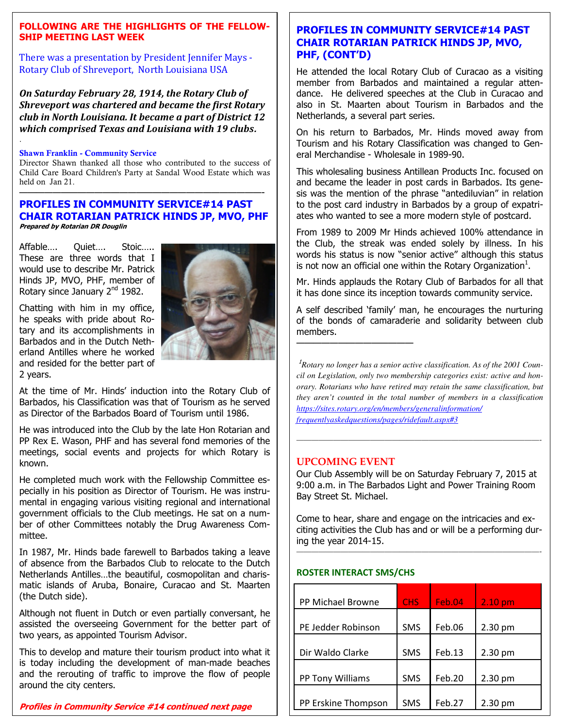## FOLLOWING ARE THE HIGHLIGHTS OF THE FELLOWSHIP MEETING LAST WEEK

There was a presentation by President Jennifer Mays - Rotary Club of Shreveport, North Louisiana USA

***On Saturday February 28, 1914, the Rotary Club of Shreveport was chartered and became the first Rotary club in North Louisiana. It became a part of District 12 which comprised Texas and Louisiana with 19 clubs.***

**Shawn Franklin - Community Service**

Director Shawn thanked all those who contributed to the success of Child Care Board Children's Party at Sandal Wood Estate which was held on Jan 21.

---

## PROFILES IN COMMUNITY SERVICE#14 PAST CHAIR ROTARIAN PATRICK HINDS JP, MVO, PHF

***Prepared by Rotarian DR Douglin***

Affable…. Quiet…. Stoic….. These are three words that I would use to describe Mr. Patrick Hinds JP, MVO, PHF, member of Rotary since January 2nd 1982.

Chatting with him in my office, he speaks with pride about Rotary and its accomplishments in Barbados and in the Dutch Netherland Antilles where he worked and resided for the better part of 2 years.

At the time of Mr. Hinds' induction into the Rotary Club of Barbados, his Classification was that of Tourism as he served as Director of the Barbados Board of Tourism until 1986.

He was introduced into the Club by the late Hon Rotarian and PP Rex E. Wason, PHF and has several fond memories of the meetings, social events and projects for which Rotary is known.

He completed much work with the Fellowship Committee especially in his position as Director of Tourism. He was instrumental in engaging various visiting regional and international government officials to the Club meetings. He sat on a number of other Committees notably the Drug Awareness Committee.

In 1987, Mr. Hinds bade farewell to Barbados taking a leave of absence from the Barbados Club to relocate to the Dutch Netherlands Antilles…the beautiful, cosmopolitan and charismatic islands of Aruba, Bonaire, Curacao and St. Maarten (the Dutch side).

Although not fluent in Dutch or even partially conversant, he assisted the overseeing Government for the better part of two years, as appointed Tourism Advisor.

This to develop and mature their tourism product into what it is today including the development of man-made beaches and the rerouting of traffic to improve the flow of people around the city centers.

***Profiles in Community Service #14 continued next page***

## PROFILES IN COMMUNITY SERVICE#14 PAST CHAIR ROTARIAN PATRICK HINDS JP, MVO, PHF, (CONT'D)

He attended the local Rotary Club of Curacao as a visiting member from Barbados and maintained a regular attendance. He delivered speeches at the Club in Curacao and also in St. Maarten about Tourism in Barbados and the Netherlands, a several part series.

On his return to Barbados, Mr. Hinds moved away from Tourism and his Rotary Classification was changed to General Merchandise - Wholesale in 1989-90.

This wholesaling business Antillean Products Inc. focused on and became the leader in post cards in Barbados. Its genesis was the mention of the phrase "antediluvian" in relation to the post card industry in Barbados by a group of expatriates who wanted to see a more modern style of postcard.

From 1989 to 2009 Mr Hinds achieved 100% attendance in the Club, the streak was ended solely by illness. In his words his status is now "senior active" although this status is not now an official one within the Rotary Organization[1].

Mr. Hinds applauds the Rotary Club of Barbados for all that it has done since its inception towards community service.

A self described 'family' man, he encourages the nurturing of the bonds of camaraderie and solidarity between club members.

---

*[1]Rotary no longer has a senior active classification. As of the 2001 Council on Legislation, only two membership categories exist: active and honorary. Rotarians who have retired may retain the same classification, but they aren't counted in the total number of members in a classification* https://sites.rotary.org/en/members/generalinformation/frequentlyaskedquestions/pages/ridefault.aspx#3

---

## UPCOMING EVENT

Our Club Assembly will be on Saturday February 7, 2015 at 9:00 a.m. in The Barbados Light and Power Training Room Bay Street St. Michael.

Come to hear, share and engage on the intricacies and exciting activities the Club has and or will be a performing during the year 2014-15.

---

### ROSTER INTERACT SMS/CHS

| PP Michael Browne | CHS | Feb.04 | 2.10 pm |
|---|---|---|---|
| PE Jedder Robinson | SMS | Feb.06 | 2.30 pm |
| Dir Waldo Clarke | SMS | Feb.13 | 2.30 pm |
| PP Tony Williams | SMS | Feb.20 | 2.30 pm |
| PP Erskine Thompson | SMS | Feb.27 | 2.30 pm |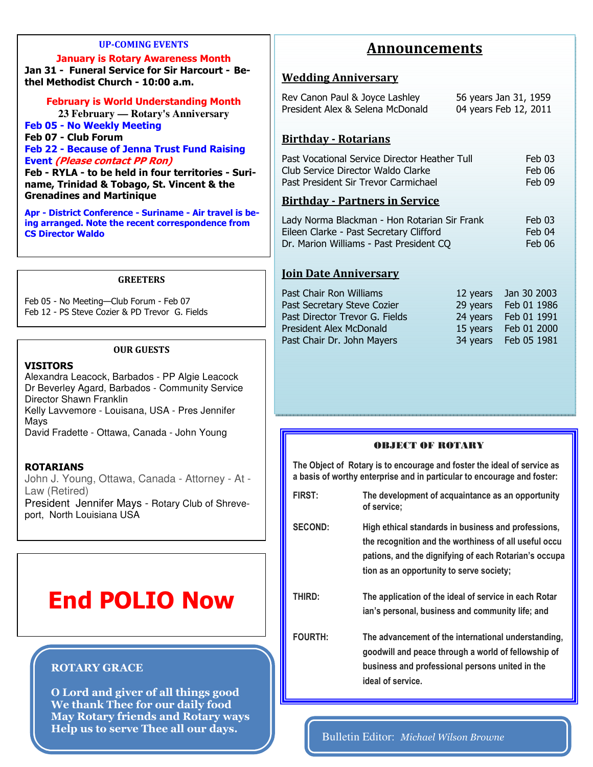### UP-COMING EVENTS

**January is Rotary Awareness Month**

**Jan 31 - Funeral Service for Sir Harcourt - Bethel Methodist Church - 10:00 a.m.**

**February is World Understanding Month**

**23 February — Rotary's Anniversary**

**Feb 05 - No Weekly Meeting**

**Feb 07 - Club Forum**

**Feb 22 - Because of Jenna Trust Fund Raising Event *(Please contact PP Ron)***

**Feb - RYLA - to be held in four territories - Suriname, Trinidad & Tobago, St. Vincent & the Grenadines and Martinique**

**Apr - District Conference - Suriname - Air travel is being arranged. Note the recent correspondence from CS Director Waldo**

### GREETERS

Feb 05 - No Meeting—Club Forum - Feb 07
Feb 12 - PS Steve Cozier & PD Trevor G. Fields

### OUR GUESTS

**VISITORS**

Alexandra Leacock, Barbados - PP Algie Leacock
Dr Beverley Agard, Barbados - Community Service Director Shawn Franklin
Kelly Lavvemore - Louisana, USA - Pres Jennifer Mays
David Fradette - Ottawa, Canada - John Young

**ROTARIANS**

John J. Young, Ottawa, Canada - Attorney - At - Law (Retired)
President Jennifer Mays - Rotary Club of Shreveport, North Louisiana USA

# End POLIO Now

### ROTARY GRACE

**O Lord and giver of all things good
We thank Thee for our daily food
May Rotary friends and Rotary ways
Help us to serve Thee all our days.**

## Announcements

### Wedding Anniversary

| | |
|---|---|
| Rev Canon Paul & Joyce Lashley | 56 years Jan 31, 1959 |
| President Alex & Selena McDonald | 04 years Feb 12, 2011 |

### Birthday - Rotarians

| | |
|---|---|
| Past Vocational Service Director Heather Tull | Feb 03 |
| Club Service Director Waldo Clarke | Feb 06 |
| Past President Sir Trevor Carmichael | Feb 09 |

### Birthday - Partners in Service

| | |
|---|---|
| Lady Norma Blackman - Hon Rotarian Sir Frank | Feb 03 |
| Eileen Clarke - Past Secretary Clifford | Feb 04 |
| Dr. Marion Williams - Past President CQ | Feb 06 |

### Join Date Anniversary

| | | |
|---|---|---|
| Past Chair Ron Williams | 12 years | Jan 30 2003 |
| Past Secretary Steve Cozier | 29 years | Feb 01 1986 |
| Past Director Trevor G. Fields | 24 years | Feb 01 1991 |
| President Alex McDonald | 15 years | Feb 01 2000 |
| Past Chair Dr. John Mayers | 34 years | Feb 05 1981 |

### OBJECT OF ROTARY

**The Object of Rotary is to encourage and foster the ideal of service as a basis of worthy enterprise and in particular to encourage and foster:**

**FIRST:** The development of acquaintance as an opportunity of service;

**SECOND:** High ethical standards in business and professions, the recognition and the worthiness of all useful occupations, and the dignifying of each Rotarian's occupation as an opportunity to serve society;

**THIRD:** The application of the ideal of service in each Rotarian's personal, business and community life; and

**FOURTH:** The advancement of the international understanding, goodwill and peace through a world of fellowship of business and professional persons united in the ideal of service.

Bulletin Editor: *Michael Wilson Browne*